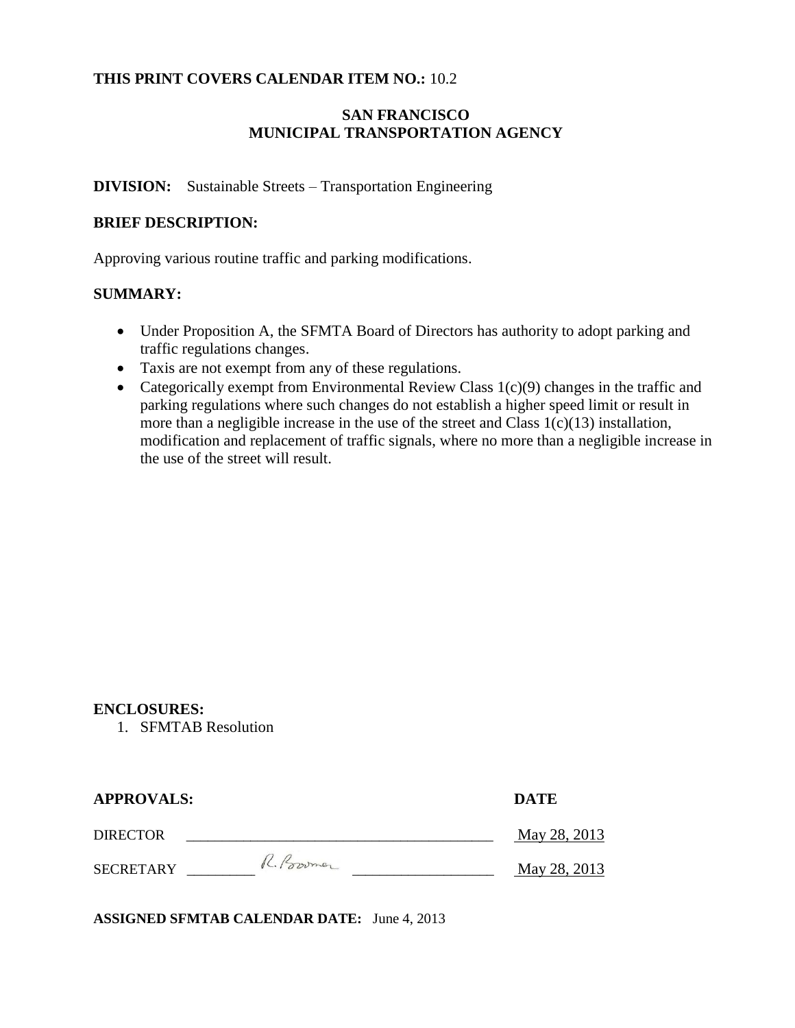**THIS PRINT COVERS CALENDAR ITEM NO.:** 10.2

**SAN FRANCISCO**
**MUNICIPAL TRANSPORTATION AGENCY**

**DIVISION:** Sustainable Streets – Transportation Engineering

**BRIEF DESCRIPTION:**

Approving various routine traffic and parking modifications.

**SUMMARY:**

- Under Proposition A, the SFMTA Board of Directors has authority to adopt parking and traffic regulations changes.
- Taxis are not exempt from any of these regulations.
- Categorically exempt from Environmental Review Class 1(c)(9) changes in the traffic and parking regulations where such changes do not establish a higher speed limit or result in more than a negligible increase in the use of the street and Class 1(c)(13) installation, modification and replacement of traffic signals, where no more than a negligible increase in the use of the street will result.

**ENCLOSURES:**

1. SFMTAB Resolution

| **APPROVALS:** | | **DATE** |
|---|---|---|
| DIRECTOR | ____________________ | May 28, 2013 |
| SECRETARY | R. Boomer | May 28, 2013 |

**ASSIGNED SFMTAB CALENDAR DATE:** June 4, 2013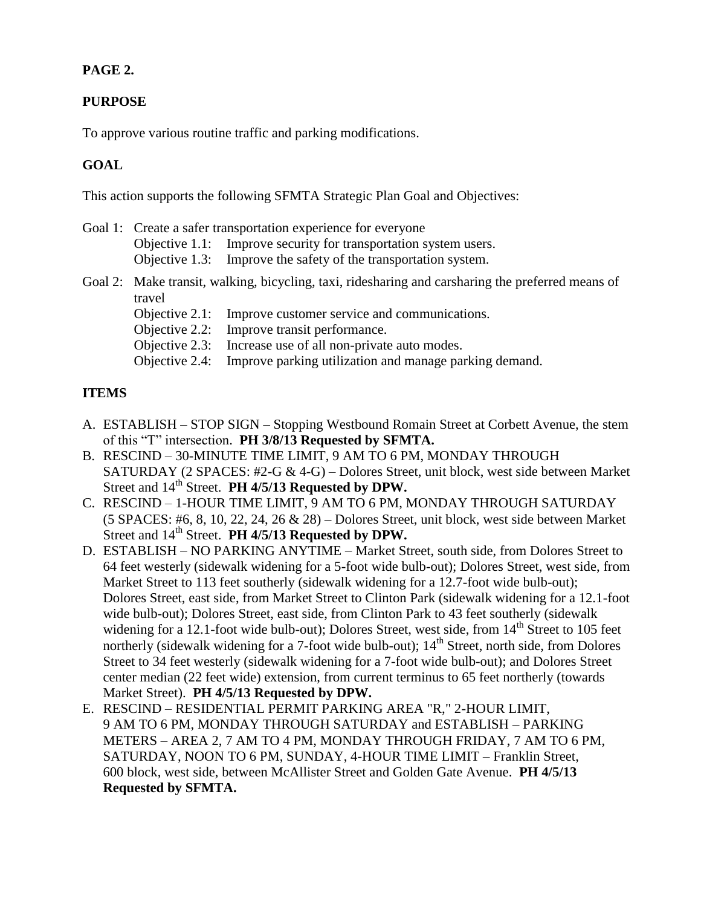**PAGE 2.**

## PURPOSE

To approve various routine traffic and parking modifications.

## GOAL

This action supports the following SFMTA Strategic Plan Goal and Objectives:

Goal 1: Create a safer transportation experience for everyone
- Objective 1.1: Improve security for transportation system users.
- Objective 1.3: Improve the safety of the transportation system.

Goal 2: Make transit, walking, bicycling, taxi, ridesharing and carsharing the preferred means of travel
- Objective 2.1: Improve customer service and communications.
- Objective 2.2: Improve transit performance.
- Objective 2.3: Increase use of all non-private auto modes.
- Objective 2.4: Improve parking utilization and manage parking demand.

## ITEMS

A. ESTABLISH – STOP SIGN – Stopping Westbound Romain Street at Corbett Avenue, the stem of this "T" intersection. **PH 3/8/13 Requested by SFMTA.**

B. RESCIND – 30-MINUTE TIME LIMIT, 9 AM TO 6 PM, MONDAY THROUGH SATURDAY (2 SPACES: #2-G & 4-G) – Dolores Street, unit block, west side between Market Street and 14th Street. **PH 4/5/13 Requested by DPW.**

C. RESCIND – 1-HOUR TIME LIMIT, 9 AM TO 6 PM, MONDAY THROUGH SATURDAY (5 SPACES: #6, 8, 10, 22, 24, 26 & 28) – Dolores Street, unit block, west side between Market Street and 14th Street. **PH 4/5/13 Requested by DPW.**

D. ESTABLISH – NO PARKING ANYTIME – Market Street, south side, from Dolores Street to 64 feet westerly (sidewalk widening for a 5-foot wide bulb-out); Dolores Street, west side, from Market Street to 113 feet southerly (sidewalk widening for a 12.7-foot wide bulb-out); Dolores Street, east side, from Market Street to Clinton Park (sidewalk widening for a 12.1-foot wide bulb-out); Dolores Street, east side, from Clinton Park to 43 feet southerly (sidewalk widening for a 12.1-foot wide bulb-out); Dolores Street, west side, from 14th Street to 105 feet northerly (sidewalk widening for a 7-foot wide bulb-out); 14th Street, north side, from Dolores Street to 34 feet westerly (sidewalk widening for a 7-foot wide bulb-out); and Dolores Street center median (22 feet wide) extension, from current terminus to 65 feet northerly (towards Market Street). **PH 4/5/13 Requested by DPW.**

E. RESCIND – RESIDENTIAL PERMIT PARKING AREA "R," 2-HOUR LIMIT, 9 AM TO 6 PM, MONDAY THROUGH SATURDAY and ESTABLISH – PARKING METERS – AREA 2, 7 AM TO 4 PM, MONDAY THROUGH FRIDAY, 7 AM TO 6 PM, SATURDAY, NOON TO 6 PM, SUNDAY, 4-HOUR TIME LIMIT – Franklin Street, 600 block, west side, between McAllister Street and Golden Gate Avenue. **PH 4/5/13 Requested by SFMTA.**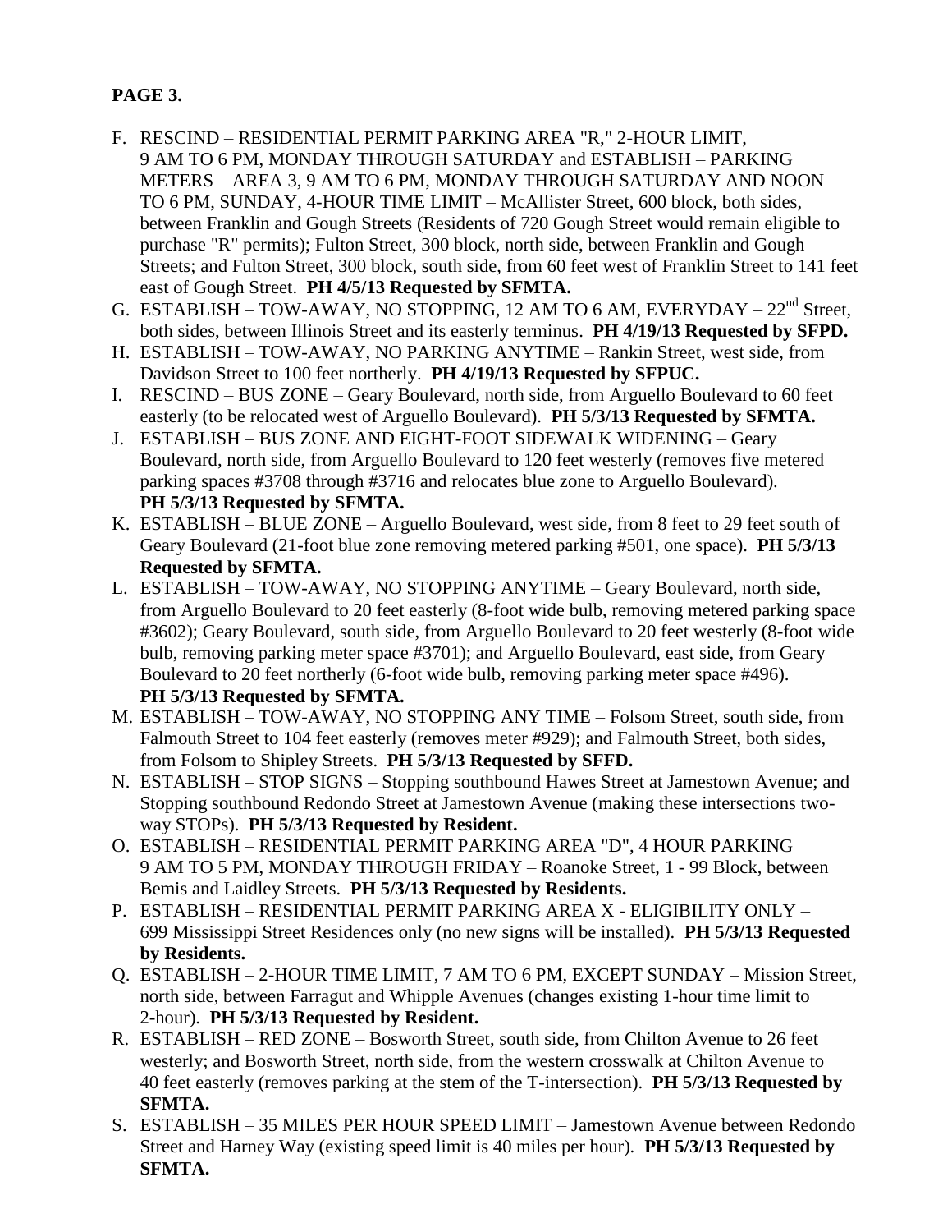**PAGE 3.**

F. RESCIND – RESIDENTIAL PERMIT PARKING AREA "R," 2-HOUR LIMIT, 9 AM TO 6 PM, MONDAY THROUGH SATURDAY and ESTABLISH – PARKING METERS – AREA 3, 9 AM TO 6 PM, MONDAY THROUGH SATURDAY AND NOON TO 6 PM, SUNDAY, 4-HOUR TIME LIMIT – McAllister Street, 600 block, both sides, between Franklin and Gough Streets (Residents of 720 Gough Street would remain eligible to purchase "R" permits); Fulton Street, 300 block, north side, between Franklin and Gough Streets; and Fulton Street, 300 block, south side, from 60 feet west of Franklin Street to 141 feet east of Gough Street. **PH 4/5/13 Requested by SFMTA.**

G. ESTABLISH – TOW-AWAY, NO STOPPING, 12 AM TO 6 AM, EVERYDAY – 22nd Street, both sides, between Illinois Street and its easterly terminus. **PH 4/19/13 Requested by SFPD.**

H. ESTABLISH – TOW-AWAY, NO PARKING ANYTIME – Rankin Street, west side, from Davidson Street to 100 feet northerly. **PH 4/19/13 Requested by SFPUC.**

I. RESCIND – BUS ZONE – Geary Boulevard, north side, from Arguello Boulevard to 60 feet easterly (to be relocated west of Arguello Boulevard). **PH 5/3/13 Requested by SFMTA.**

J. ESTABLISH – BUS ZONE AND EIGHT-FOOT SIDEWALK WIDENING – Geary Boulevard, north side, from Arguello Boulevard to 120 feet westerly (removes five metered parking spaces #3708 through #3716 and relocates blue zone to Arguello Boulevard). **PH 5/3/13 Requested by SFMTA.**

K. ESTABLISH – BLUE ZONE – Arguello Boulevard, west side, from 8 feet to 29 feet south of Geary Boulevard (21-foot blue zone removing metered parking #501, one space). **PH 5/3/13 Requested by SFMTA.**

L. ESTABLISH – TOW-AWAY, NO STOPPING ANYTIME – Geary Boulevard, north side, from Arguello Boulevard to 20 feet easterly (8-foot wide bulb, removing metered parking space #3602); Geary Boulevard, south side, from Arguello Boulevard to 20 feet westerly (8-foot wide bulb, removing parking meter space #3701); and Arguello Boulevard, east side, from Geary Boulevard to 20 feet northerly (6-foot wide bulb, removing parking meter space #496). **PH 5/3/13 Requested by SFMTA.**

M. ESTABLISH – TOW-AWAY, NO STOPPING ANY TIME – Folsom Street, south side, from Falmouth Street to 104 feet easterly (removes meter #929); and Falmouth Street, both sides, from Folsom to Shipley Streets. **PH 5/3/13 Requested by SFFD.**

N. ESTABLISH – STOP SIGNS – Stopping southbound Hawes Street at Jamestown Avenue; and Stopping southbound Redondo Street at Jamestown Avenue (making these intersections two-way STOPs). **PH 5/3/13 Requested by Resident.**

O. ESTABLISH – RESIDENTIAL PERMIT PARKING AREA "D", 4 HOUR PARKING 9 AM TO 5 PM, MONDAY THROUGH FRIDAY – Roanoke Street, 1 - 99 Block, between Bemis and Laidley Streets. **PH 5/3/13 Requested by Residents.**

P. ESTABLISH – RESIDENTIAL PERMIT PARKING AREA X - ELIGIBILITY ONLY – 699 Mississippi Street Residences only (no new signs will be installed). **PH 5/3/13 Requested by Residents.**

Q. ESTABLISH – 2-HOUR TIME LIMIT, 7 AM TO 6 PM, EXCEPT SUNDAY – Mission Street, north side, between Farragut and Whipple Avenues (changes existing 1-hour time limit to 2-hour). **PH 5/3/13 Requested by Resident.**

R. ESTABLISH – RED ZONE – Bosworth Street, south side, from Chilton Avenue to 26 feet westerly; and Bosworth Street, north side, from the western crosswalk at Chilton Avenue to 40 feet easterly (removes parking at the stem of the T-intersection). **PH 5/3/13 Requested by SFMTA.**

S. ESTABLISH – 35 MILES PER HOUR SPEED LIMIT – Jamestown Avenue between Redondo Street and Harney Way (existing speed limit is 40 miles per hour). **PH 5/3/13 Requested by SFMTA.**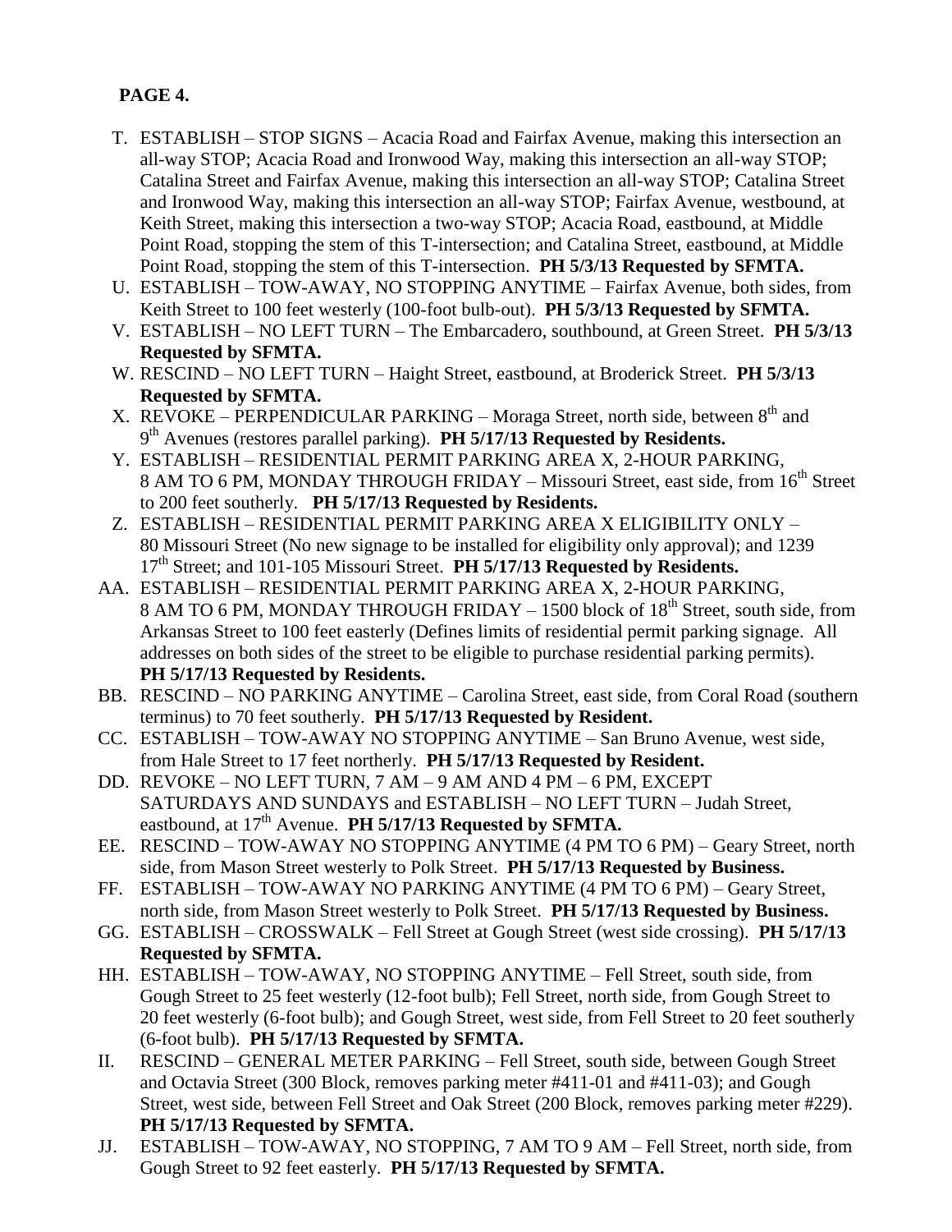**PAGE 4.**

T. ESTABLISH – STOP SIGNS – Acacia Road and Fairfax Avenue, making this intersection an all-way STOP; Acacia Road and Ironwood Way, making this intersection an all-way STOP; Catalina Street and Fairfax Avenue, making this intersection an all-way STOP; Catalina Street and Ironwood Way, making this intersection an all-way STOP; Fairfax Avenue, westbound, at Keith Street, making this intersection a two-way STOP; Acacia Road, eastbound, at Middle Point Road, stopping the stem of this T-intersection; and Catalina Street, eastbound, at Middle Point Road, stopping the stem of this T-intersection. **PH 5/3/13 Requested by SFMTA.**

U. ESTABLISH – TOW-AWAY, NO STOPPING ANYTIME – Fairfax Avenue, both sides, from Keith Street to 100 feet westerly (100-foot bulb-out). **PH 5/3/13 Requested by SFMTA.**

V. ESTABLISH – NO LEFT TURN – The Embarcadero, southbound, at Green Street. **PH 5/3/13 Requested by SFMTA.**

W. RESCIND – NO LEFT TURN – Haight Street, eastbound, at Broderick Street. **PH 5/3/13 Requested by SFMTA.**

X. REVOKE – PERPENDICULAR PARKING – Moraga Street, north side, between 8th and 9th Avenues (restores parallel parking). **PH 5/17/13 Requested by Residents.**

Y. ESTABLISH – RESIDENTIAL PERMIT PARKING AREA X, 2-HOUR PARKING, 8 AM TO 6 PM, MONDAY THROUGH FRIDAY – Missouri Street, east side, from 16th Street to 200 feet southerly. **PH 5/17/13 Requested by Residents.**

Z. ESTABLISH – RESIDENTIAL PERMIT PARKING AREA X ELIGIBILITY ONLY – 80 Missouri Street (No new signage to be installed for eligibility only approval); and 1239 17th Street; and 101-105 Missouri Street. **PH 5/17/13 Requested by Residents.**

AA. ESTABLISH – RESIDENTIAL PERMIT PARKING AREA X, 2-HOUR PARKING, 8 AM TO 6 PM, MONDAY THROUGH FRIDAY – 1500 block of 18th Street, south side, from Arkansas Street to 100 feet easterly (Defines limits of residential permit parking signage. All addresses on both sides of the street to be eligible to purchase residential parking permits). **PH 5/17/13 Requested by Residents.**

BB. RESCIND – NO PARKING ANYTIME – Carolina Street, east side, from Coral Road (southern terminus) to 70 feet southerly. **PH 5/17/13 Requested by Resident.**

CC. ESTABLISH – TOW-AWAY NO STOPPING ANYTIME – San Bruno Avenue, west side, from Hale Street to 17 feet northerly. **PH 5/17/13 Requested by Resident.**

DD. REVOKE – NO LEFT TURN, 7 AM – 9 AM AND 4 PM – 6 PM, EXCEPT SATURDAYS AND SUNDAYS and ESTABLISH – NO LEFT TURN – Judah Street, eastbound, at 17th Avenue. **PH 5/17/13 Requested by SFMTA.**

EE. RESCIND – TOW-AWAY NO STOPPING ANYTIME (4 PM TO 6 PM) – Geary Street, north side, from Mason Street westerly to Polk Street. **PH 5/17/13 Requested by Business.**

FF. ESTABLISH – TOW-AWAY NO PARKING ANYTIME (4 PM TO 6 PM) – Geary Street, north side, from Mason Street westerly to Polk Street. **PH 5/17/13 Requested by Business.**

GG. ESTABLISH – CROSSWALK – Fell Street at Gough Street (west side crossing). **PH 5/17/13 Requested by SFMTA.**

HH. ESTABLISH – TOW-AWAY, NO STOPPING ANYTIME – Fell Street, south side, from Gough Street to 25 feet westerly (12-foot bulb); Fell Street, north side, from Gough Street to 20 feet westerly (6-foot bulb); and Gough Street, west side, from Fell Street to 20 feet southerly (6-foot bulb). **PH 5/17/13 Requested by SFMTA.**

II. RESCIND – GENERAL METER PARKING – Fell Street, south side, between Gough Street and Octavia Street (300 Block, removes parking meter #411-01 and #411-03); and Gough Street, west side, between Fell Street and Oak Street (200 Block, removes parking meter #229). **PH 5/17/13 Requested by SFMTA.**

JJ. ESTABLISH – TOW-AWAY, NO STOPPING, 7 AM TO 9 AM – Fell Street, north side, from Gough Street to 92 feet easterly. **PH 5/17/13 Requested by SFMTA.**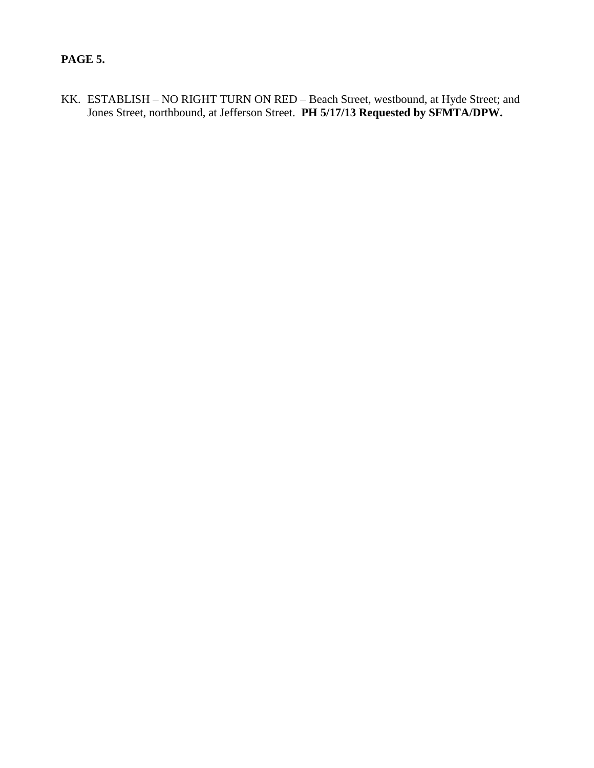**PAGE 5.**

KK. ESTABLISH – NO RIGHT TURN ON RED – Beach Street, westbound, at Hyde Street; and Jones Street, northbound, at Jefferson Street. **PH 5/17/13 Requested by SFMTA/DPW.**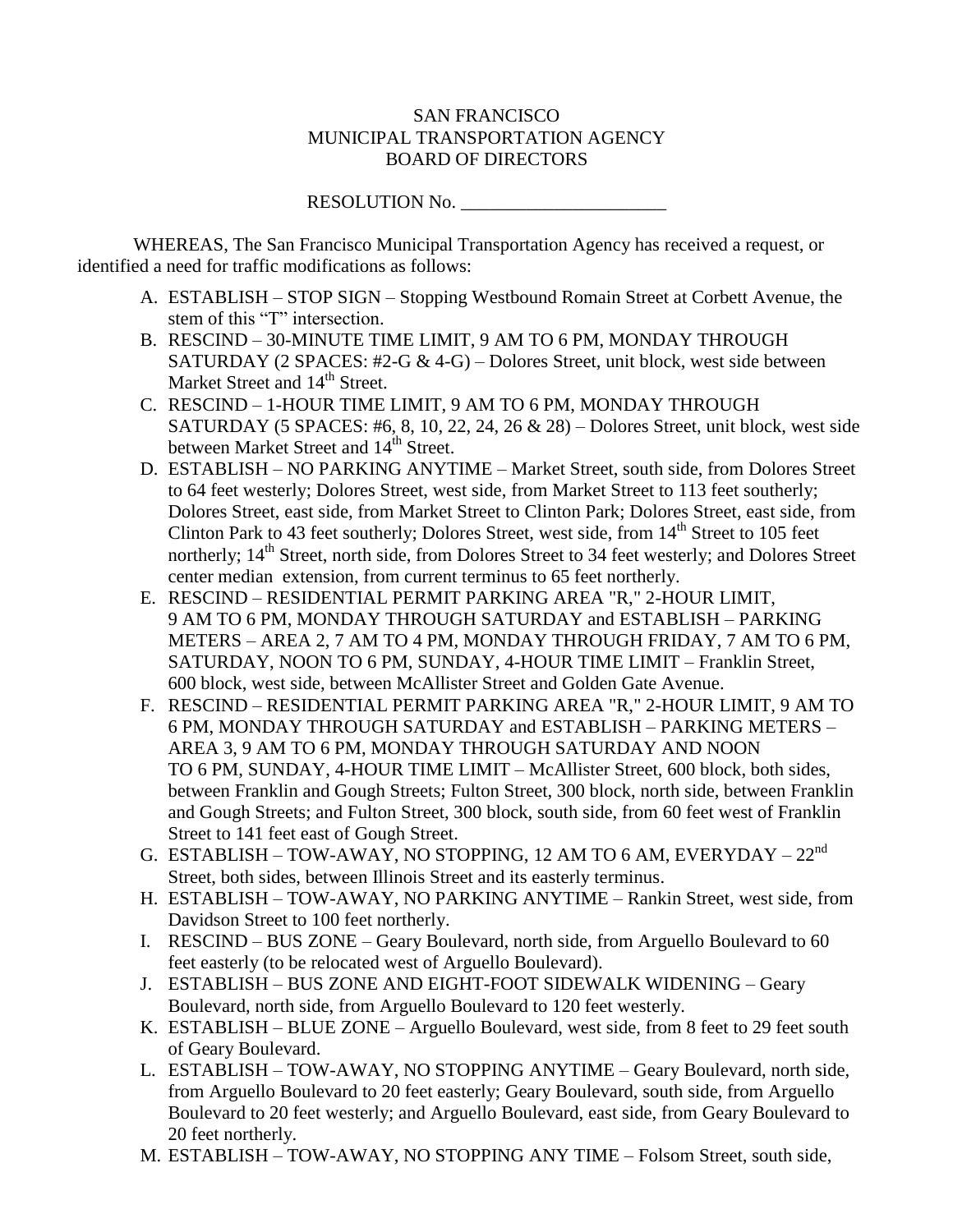SAN FRANCISCO
MUNICIPAL TRANSPORTATION AGENCY
BOARD OF DIRECTORS

RESOLUTION No. ______________________

WHEREAS, The San Francisco Municipal Transportation Agency has received a request, or identified a need for traffic modifications as follows:

A. ESTABLISH – STOP SIGN – Stopping Westbound Romain Street at Corbett Avenue, the stem of this "T" intersection.
B. RESCIND – 30-MINUTE TIME LIMIT, 9 AM TO 6 PM, MONDAY THROUGH SATURDAY (2 SPACES: #2-G & 4-G) – Dolores Street, unit block, west side between Market Street and 14th Street.
C. RESCIND – 1-HOUR TIME LIMIT, 9 AM TO 6 PM, MONDAY THROUGH SATURDAY (5 SPACES: #6, 8, 10, 22, 24, 26 & 28) – Dolores Street, unit block, west side between Market Street and 14th Street.
D. ESTABLISH – NO PARKING ANYTIME – Market Street, south side, from Dolores Street to 64 feet westerly; Dolores Street, west side, from Market Street to 113 feet southerly; Dolores Street, east side, from Market Street to Clinton Park; Dolores Street, east side, from Clinton Park to 43 feet southerly; Dolores Street, west side, from 14th Street to 105 feet northerly; 14th Street, north side, from Dolores Street to 34 feet westerly; and Dolores Street center median extension, from current terminus to 65 feet northerly.
E. RESCIND – RESIDENTIAL PERMIT PARKING AREA "R," 2-HOUR LIMIT, 9 AM TO 6 PM, MONDAY THROUGH SATURDAY and ESTABLISH – PARKING METERS – AREA 2, 7 AM TO 4 PM, MONDAY THROUGH FRIDAY, 7 AM TO 6 PM, SATURDAY, NOON TO 6 PM, SUNDAY, 4-HOUR TIME LIMIT – Franklin Street, 600 block, west side, between McAllister Street and Golden Gate Avenue.
F. RESCIND – RESIDENTIAL PERMIT PARKING AREA "R," 2-HOUR LIMIT, 9 AM TO 6 PM, MONDAY THROUGH SATURDAY and ESTABLISH – PARKING METERS – AREA 3, 9 AM TO 6 PM, MONDAY THROUGH SATURDAY AND NOON TO 6 PM, SUNDAY, 4-HOUR TIME LIMIT – McAllister Street, 600 block, both sides, between Franklin and Gough Streets; Fulton Street, 300 block, north side, between Franklin and Gough Streets; and Fulton Street, 300 block, south side, from 60 feet west of Franklin Street to 141 feet east of Gough Street.
G. ESTABLISH – TOW-AWAY, NO STOPPING, 12 AM TO 6 AM, EVERYDAY – 22nd Street, both sides, between Illinois Street and its easterly terminus.
H. ESTABLISH – TOW-AWAY, NO PARKING ANYTIME – Rankin Street, west side, from Davidson Street to 100 feet northerly.
I. RESCIND – BUS ZONE – Geary Boulevard, north side, from Arguello Boulevard to 60 feet easterly (to be relocated west of Arguello Boulevard).
J. ESTABLISH – BUS ZONE AND EIGHT-FOOT SIDEWALK WIDENING – Geary Boulevard, north side, from Arguello Boulevard to 120 feet westerly.
K. ESTABLISH – BLUE ZONE – Arguello Boulevard, west side, from 8 feet to 29 feet south of Geary Boulevard.
L. ESTABLISH – TOW-AWAY, NO STOPPING ANYTIME – Geary Boulevard, north side, from Arguello Boulevard to 20 feet easterly; Geary Boulevard, south side, from Arguello Boulevard to 20 feet westerly; and Arguello Boulevard, east side, from Geary Boulevard to 20 feet northerly.
M. ESTABLISH – TOW-AWAY, NO STOPPING ANY TIME – Folsom Street, south side,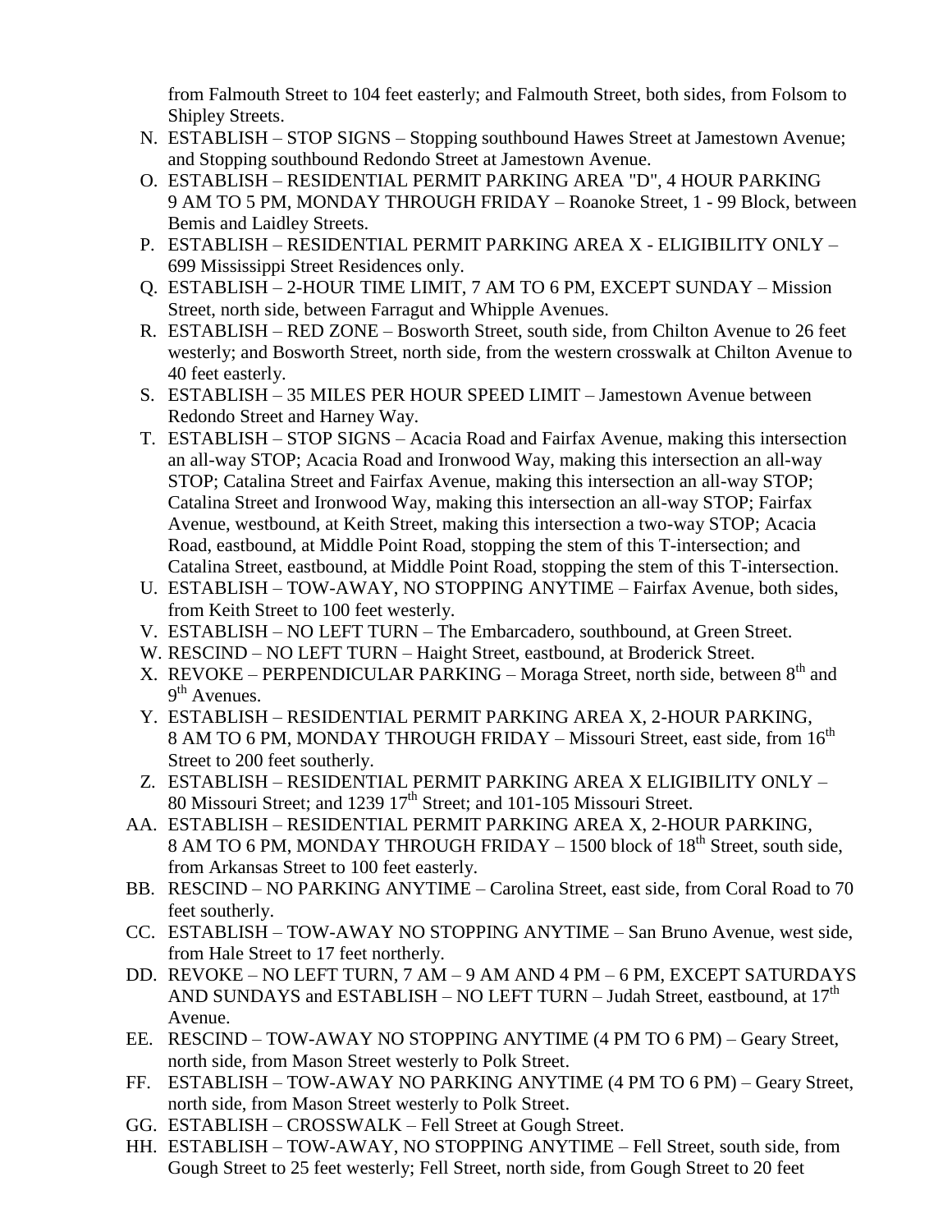from Falmouth Street to 104 feet easterly; and Falmouth Street, both sides, from Folsom to Shipley Streets.

N. ESTABLISH – STOP SIGNS – Stopping southbound Hawes Street at Jamestown Avenue; and Stopping southbound Redondo Street at Jamestown Avenue.

O. ESTABLISH – RESIDENTIAL PERMIT PARKING AREA "D", 4 HOUR PARKING 9 AM TO 5 PM, MONDAY THROUGH FRIDAY – Roanoke Street, 1 - 99 Block, between Bemis and Laidley Streets.

P. ESTABLISH – RESIDENTIAL PERMIT PARKING AREA X - ELIGIBILITY ONLY – 699 Mississippi Street Residences only.

Q. ESTABLISH – 2-HOUR TIME LIMIT, 7 AM TO 6 PM, EXCEPT SUNDAY – Mission Street, north side, between Farragut and Whipple Avenues.

R. ESTABLISH – RED ZONE – Bosworth Street, south side, from Chilton Avenue to 26 feet westerly; and Bosworth Street, north side, from the western crosswalk at Chilton Avenue to 40 feet easterly.

S. ESTABLISH – 35 MILES PER HOUR SPEED LIMIT – Jamestown Avenue between Redondo Street and Harney Way.

T. ESTABLISH – STOP SIGNS – Acacia Road and Fairfax Avenue, making this intersection an all-way STOP; Acacia Road and Ironwood Way, making this intersection an all-way STOP; Catalina Street and Fairfax Avenue, making this intersection an all-way STOP; Catalina Street and Ironwood Way, making this intersection an all-way STOP; Fairfax Avenue, westbound, at Keith Street, making this intersection a two-way STOP; Acacia Road, eastbound, at Middle Point Road, stopping the stem of this T-intersection; and Catalina Street, eastbound, at Middle Point Road, stopping the stem of this T-intersection.

U. ESTABLISH – TOW-AWAY, NO STOPPING ANYTIME – Fairfax Avenue, both sides, from Keith Street to 100 feet westerly.

V. ESTABLISH – NO LEFT TURN – The Embarcadero, southbound, at Green Street.

W. RESCIND – NO LEFT TURN – Haight Street, eastbound, at Broderick Street.

X. REVOKE – PERPENDICULAR PARKING – Moraga Street, north side, between 8th and 9th Avenues.

Y. ESTABLISH – RESIDENTIAL PERMIT PARKING AREA X, 2-HOUR PARKING, 8 AM TO 6 PM, MONDAY THROUGH FRIDAY – Missouri Street, east side, from 16th Street to 200 feet southerly.

Z. ESTABLISH – RESIDENTIAL PERMIT PARKING AREA X ELIGIBILITY ONLY – 80 Missouri Street; and 1239 17th Street; and 101-105 Missouri Street.

AA. ESTABLISH – RESIDENTIAL PERMIT PARKING AREA X, 2-HOUR PARKING, 8 AM TO 6 PM, MONDAY THROUGH FRIDAY – 1500 block of 18th Street, south side, from Arkansas Street to 100 feet easterly.

BB. RESCIND – NO PARKING ANYTIME – Carolina Street, east side, from Coral Road to 70 feet southerly.

CC. ESTABLISH – TOW-AWAY NO STOPPING ANYTIME – San Bruno Avenue, west side, from Hale Street to 17 feet northerly.

DD. REVOKE – NO LEFT TURN, 7 AM – 9 AM AND 4 PM – 6 PM, EXCEPT SATURDAYS AND SUNDAYS and ESTABLISH – NO LEFT TURN – Judah Street, eastbound, at 17th Avenue.

EE. RESCIND – TOW-AWAY NO STOPPING ANYTIME (4 PM TO 6 PM) – Geary Street, north side, from Mason Street westerly to Polk Street.

FF. ESTABLISH – TOW-AWAY NO PARKING ANYTIME (4 PM TO 6 PM) – Geary Street, north side, from Mason Street westerly to Polk Street.

GG. ESTABLISH – CROSSWALK – Fell Street at Gough Street.

HH. ESTABLISH – TOW-AWAY, NO STOPPING ANYTIME – Fell Street, south side, from Gough Street to 25 feet westerly; Fell Street, north side, from Gough Street to 20 feet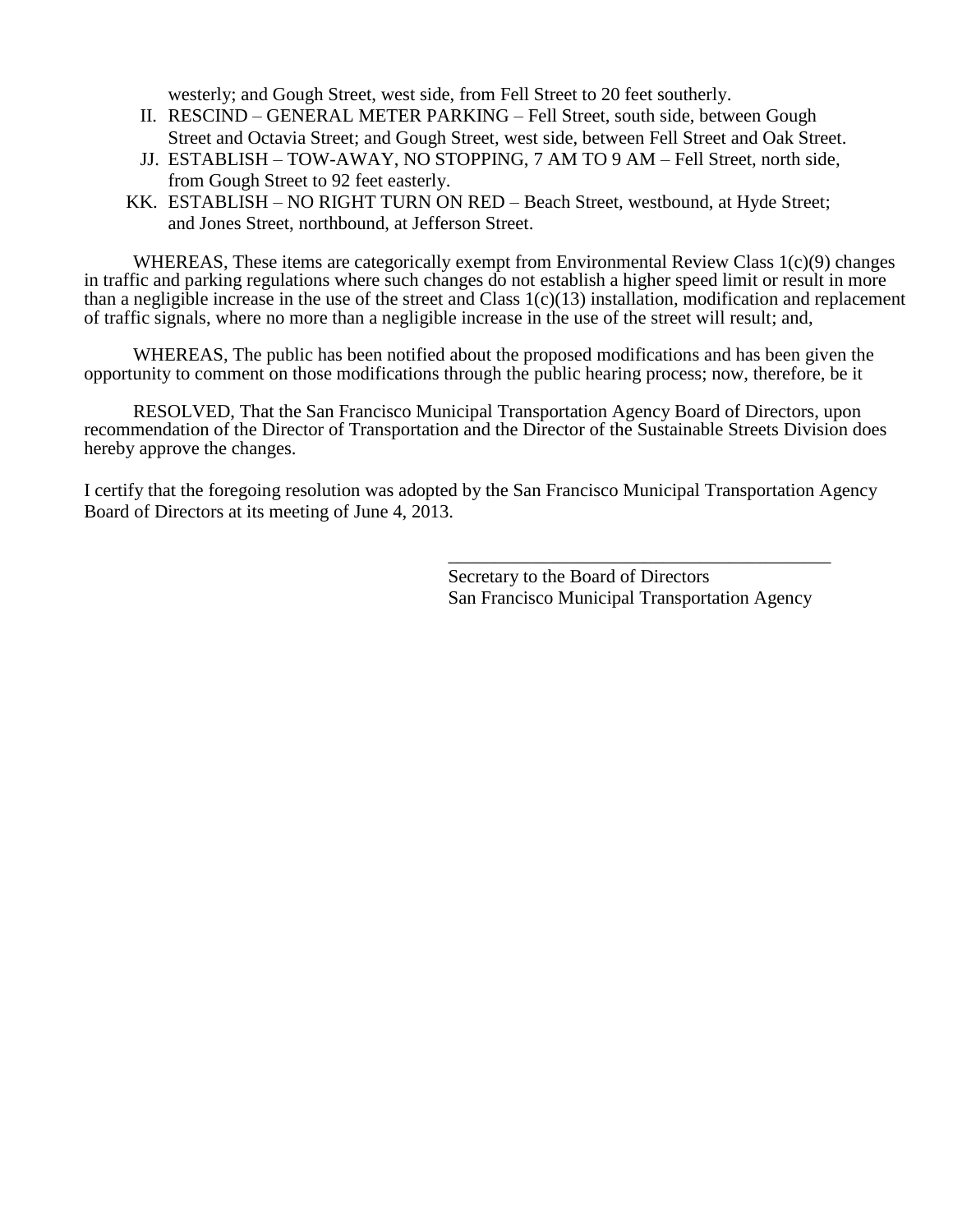westerly; and Gough Street, west side, from Fell Street to 20 feet southerly.

II. RESCIND – GENERAL METER PARKING – Fell Street, south side, between Gough Street and Octavia Street; and Gough Street, west side, between Fell Street and Oak Street.

JJ. ESTABLISH – TOW-AWAY, NO STOPPING, 7 AM TO 9 AM – Fell Street, north side, from Gough Street to 92 feet easterly.

KK. ESTABLISH – NO RIGHT TURN ON RED – Beach Street, westbound, at Hyde Street; and Jones Street, northbound, at Jefferson Street.

WHEREAS, These items are categorically exempt from Environmental Review Class 1(c)(9) changes in traffic and parking regulations where such changes do not establish a higher speed limit or result in more than a negligible increase in the use of the street and Class 1(c)(13) installation, modification and replacement of traffic signals, where no more than a negligible increase in the use of the street will result; and,

WHEREAS, The public has been notified about the proposed modifications and has been given the opportunity to comment on those modifications through the public hearing process; now, therefore, be it

RESOLVED, That the San Francisco Municipal Transportation Agency Board of Directors, upon recommendation of the Director of Transportation and the Director of the Sustainable Streets Division does hereby approve the changes.

I certify that the foregoing resolution was adopted by the San Francisco Municipal Transportation Agency Board of Directors at its meeting of June 4, 2013.

\_\_\_\_\_\_\_\_\_\_\_\_\_\_\_\_\_\_\_\_\_\_\_\_\_\_\_\_\_\_\_\_\_\_\_\_\_\_\_\_\_\_

Secretary to the Board of Directors
San Francisco Municipal Transportation Agency